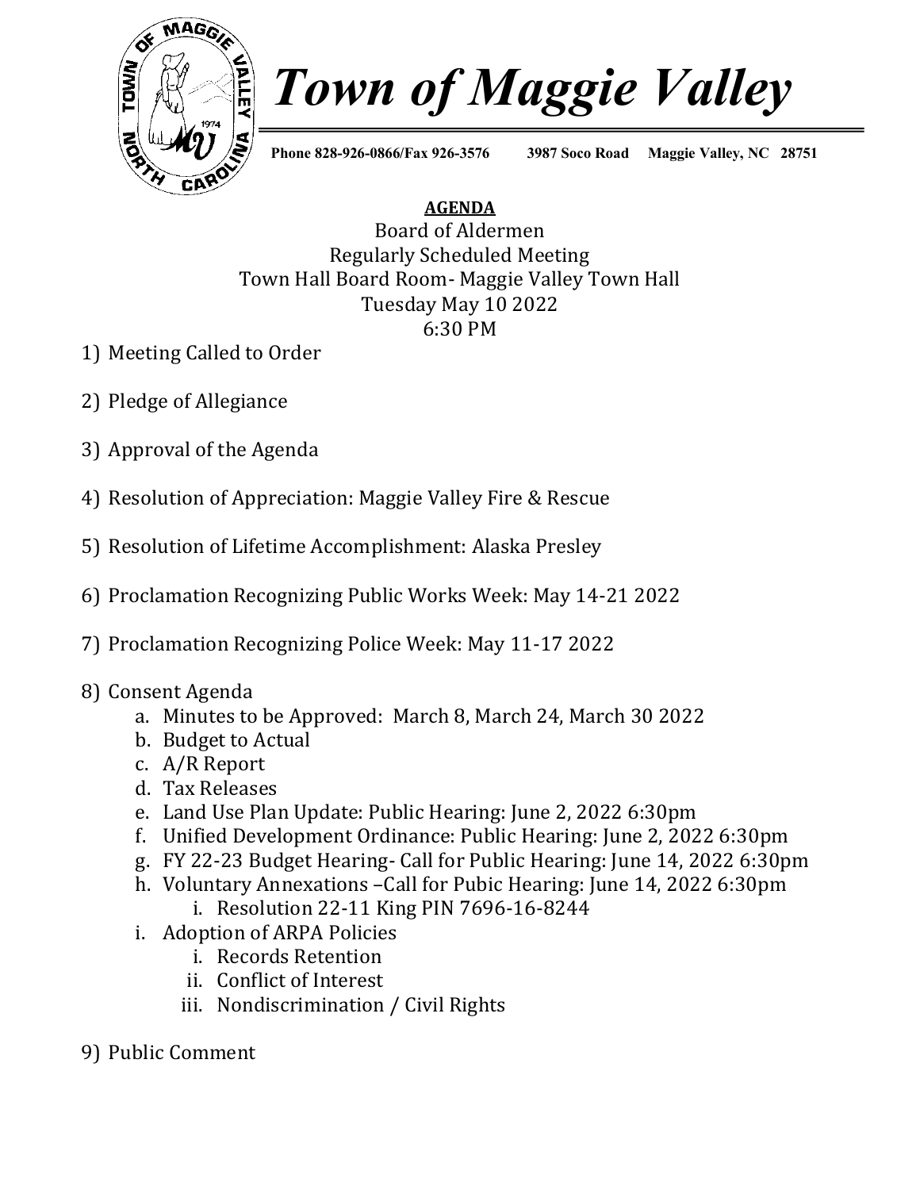# *Town of Maggie Valley*

**Phone 828-926-0866/Fax 926-3576 3987 Soco Road Maggie Valley, NC 28751**

**AGENDA**

Board of Aldermen
Regularly Scheduled Meeting
Town Hall Board Room- Maggie Valley Town Hall
Tuesday May 10 2022
6:30 PM

1) Meeting Called to Order

2) Pledge of Allegiance

3) Approval of the Agenda

4) Resolution of Appreciation: Maggie Valley Fire & Rescue

5) Resolution of Lifetime Accomplishment: Alaska Presley

6) Proclamation Recognizing Public Works Week: May 14-21 2022

7) Proclamation Recognizing Police Week: May 11-17 2022

8) Consent Agenda
   a. Minutes to be Approved: March 8, March 24, March 30 2022
   b. Budget to Actual
   c. A/R Report
   d. Tax Releases
   e. Land Use Plan Update: Public Hearing: June 2, 2022 6:30pm
   f. Unified Development Ordinance: Public Hearing: June 2, 2022 6:30pm
   g. FY 22-23 Budget Hearing- Call for Public Hearing: June 14, 2022 6:30pm
   h. Voluntary Annexations –Call for Pubic Hearing: June 14, 2022 6:30pm
      i. Resolution 22-11 King PIN 7696-16-8244
   i. Adoption of ARPA Policies
      i. Records Retention
      ii. Conflict of Interest
      iii. Nondiscrimination / Civil Rights

9) Public Comment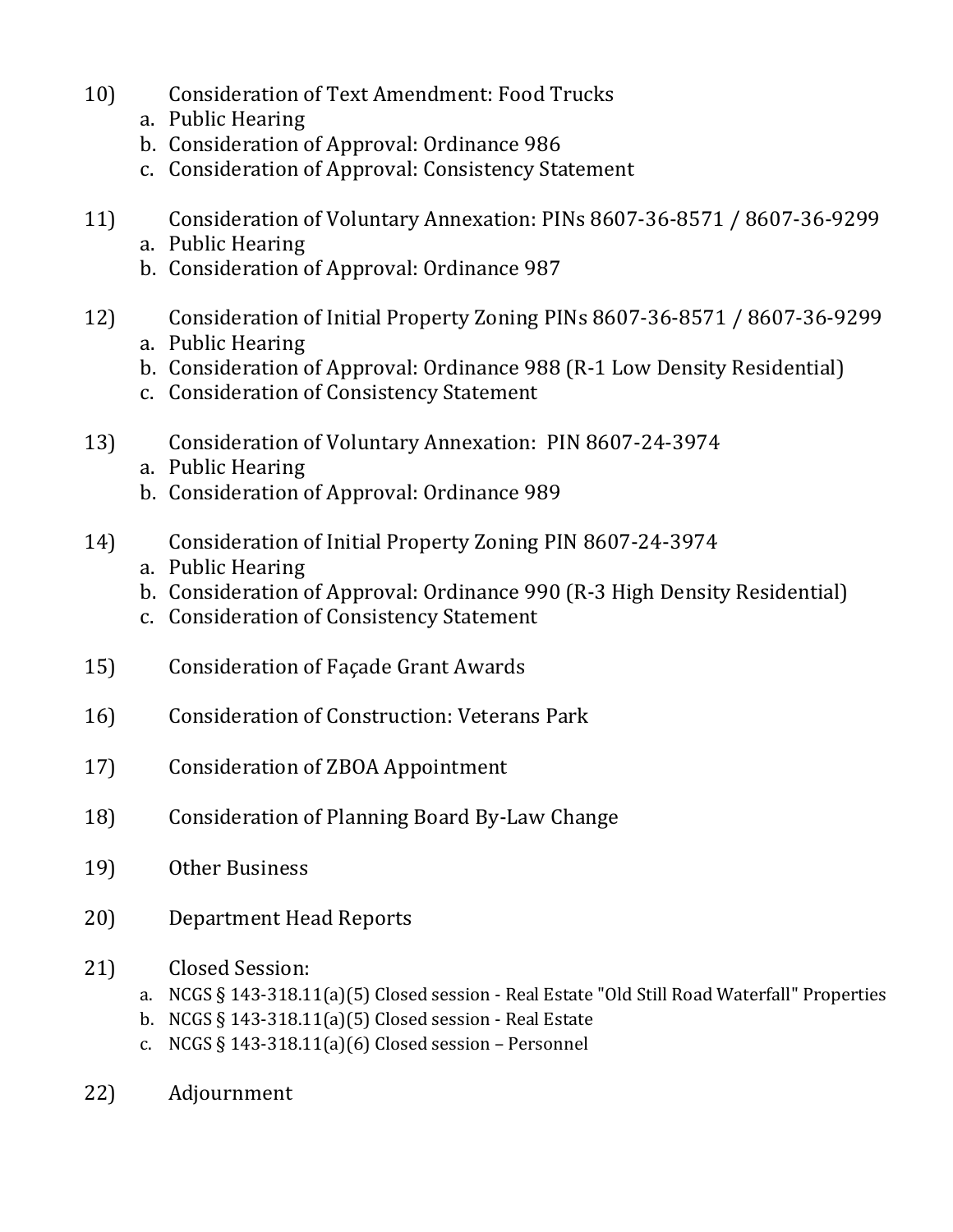10) Consideration of Text Amendment: Food Trucks
   a. Public Hearing
   b. Consideration of Approval: Ordinance 986
   c. Consideration of Approval: Consistency Statement

11) Consideration of Voluntary Annexation: PINs 8607-36-8571 / 8607-36-9299
   a. Public Hearing
   b. Consideration of Approval: Ordinance 987

12) Consideration of Initial Property Zoning PINs 8607-36-8571 / 8607-36-9299
   a. Public Hearing
   b. Consideration of Approval: Ordinance 988 (R-1 Low Density Residential)
   c. Consideration of Consistency Statement

13) Consideration of Voluntary Annexation: PIN 8607-24-3974
   a. Public Hearing
   b. Consideration of Approval: Ordinance 989

14) Consideration of Initial Property Zoning PIN 8607-24-3974
   a. Public Hearing
   b. Consideration of Approval: Ordinance 990 (R-3 High Density Residential)
   c. Consideration of Consistency Statement

15) Consideration of Façade Grant Awards

16) Consideration of Construction: Veterans Park

17) Consideration of ZBOA Appointment

18) Consideration of Planning Board By-Law Change

19) Other Business

20) Department Head Reports

21) Closed Session:
   a. NCGS § 143-318.11(a)(5) Closed session - Real Estate "Old Still Road Waterfall" Properties
   b. NCGS § 143-318.11(a)(5) Closed session - Real Estate
   c. NCGS § 143-318.11(a)(6) Closed session – Personnel

22) Adjournment